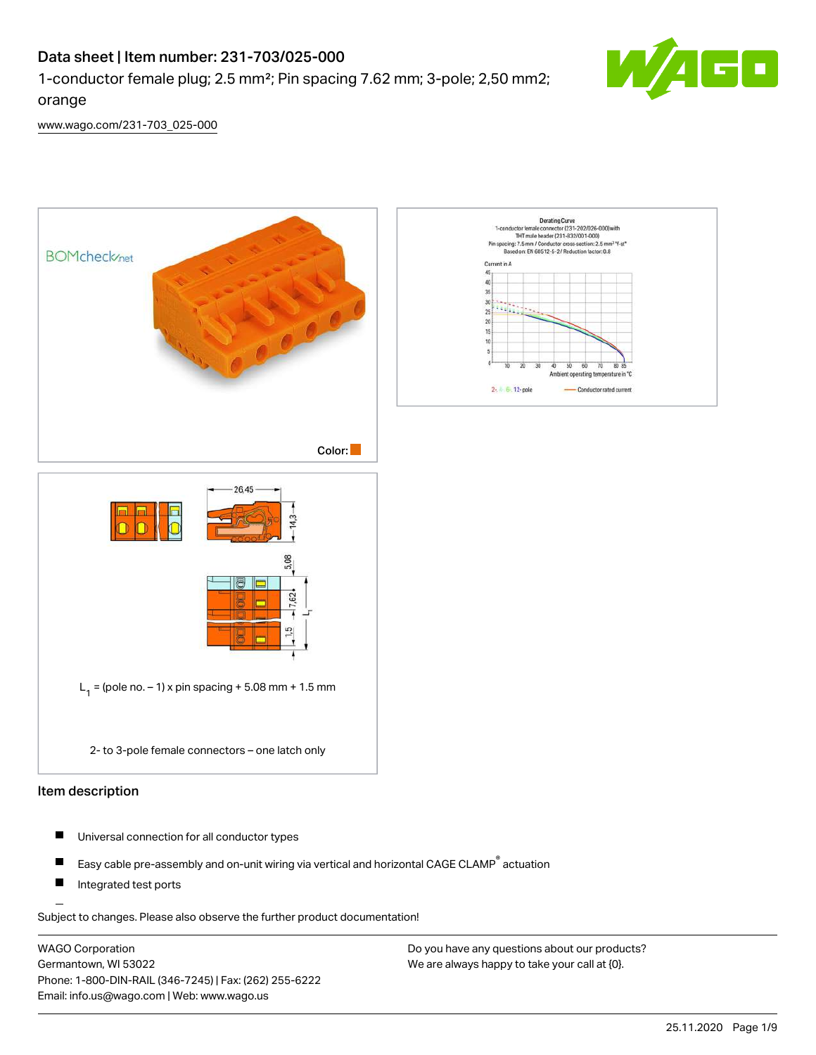# Data sheet | Item number: 231-703/025-000

1-conductor female plug; 2.5 mm²; Pin spacing 7.62 mm; 3-pole; 2,50 mm2; orange

www.wago.com/231-703_025-000

Color:

$L_1$ = (pole no. – 1) x pin spacing + 5.08 mm + 1.5 mm

2- to 3-pole female connectors – one latch only

## Item description

- Universal connection for all conductor types
- Easy cable pre-assembly and on-unit wiring via vertical and horizontal CAGE CLAMP® actuation
- Integrated test ports

Subject to changes. Please also observe the further product documentation!

WAGO Corporation
Germantown, WI 53022
Phone: 1-800-DIN-RAIL (346-7245) | Fax: (262) 255-6222
Email: info.us@wago.com | Web: www.wago.us

Do you have any questions about our products?
We are always happy to take your call at {0}.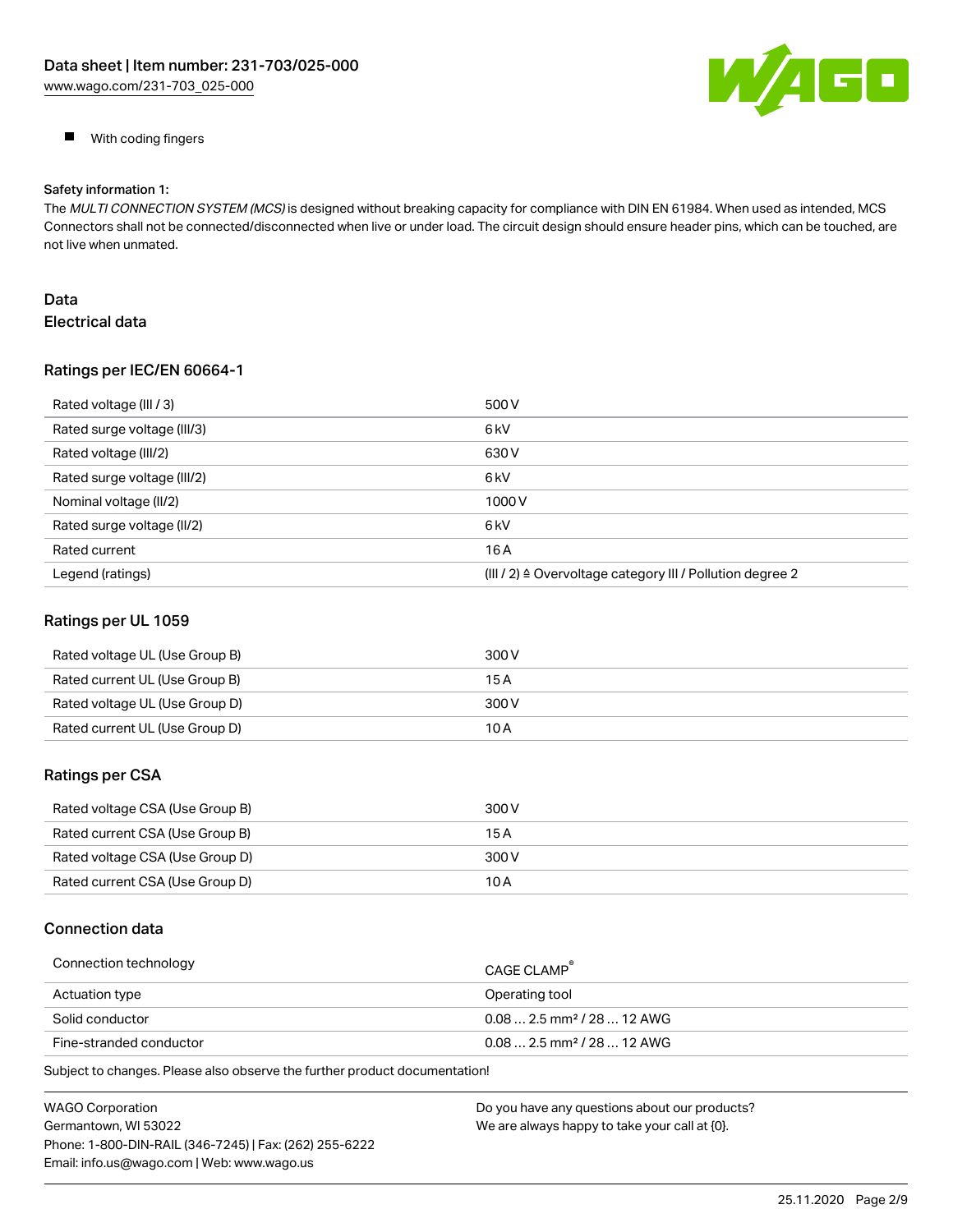- With coding fingers

Safety information 1:
The *MULTI CONNECTION SYSTEM (MCS)* is designed without breaking capacity for compliance with DIN EN 61984. When used as intended, MCS Connectors shall not be connected/disconnected when live or under load. The circuit design should ensure header pins, which can be touched, are not live when unmated.

## Data

### Electrical data

#### Ratings per IEC/EN 60664-1

| | |
|---|---|
| Rated voltage (III / 3) | 500 V |
| Rated surge voltage (III/3) | 6 kV |
| Rated voltage (III/2) | 630 V |
| Rated surge voltage (III/2) | 6 kV |
| Nominal voltage (II/2) | 1000 V |
| Rated surge voltage (II/2) | 6 kV |
| Rated current | 16 A |
| Legend (ratings) | (III / 2) ≙ Overvoltage category III / Pollution degree 2 |

#### Ratings per UL 1059

| | |
|---|---|
| Rated voltage UL (Use Group B) | 300 V |
| Rated current UL (Use Group B) | 15 A |
| Rated voltage UL (Use Group D) | 300 V |
| Rated current UL (Use Group D) | 10 A |

#### Ratings per CSA

| | |
|---|---|
| Rated voltage CSA (Use Group B) | 300 V |
| Rated current CSA (Use Group B) | 15 A |
| Rated voltage CSA (Use Group D) | 300 V |
| Rated current CSA (Use Group D) | 10 A |

### Connection data

| | |
|---|---|
| Connection technology | CAGE CLAMP® |
| Actuation type | Operating tool |
| Solid conductor | 0.08 … 2.5 mm² / 28 … 12 AWG |
| Fine-stranded conductor | 0.08 … 2.5 mm² / 28 … 12 AWG |

Subject to changes. Please also observe the further product documentation!

WAGO Corporation
Germantown, WI 53022
Phone: 1-800-DIN-RAIL (346-7245) | Fax: (262) 255-6222
Email: info.us@wago.com | Web: www.wago.us

Do you have any questions about our products?
We are always happy to take your call at {0}.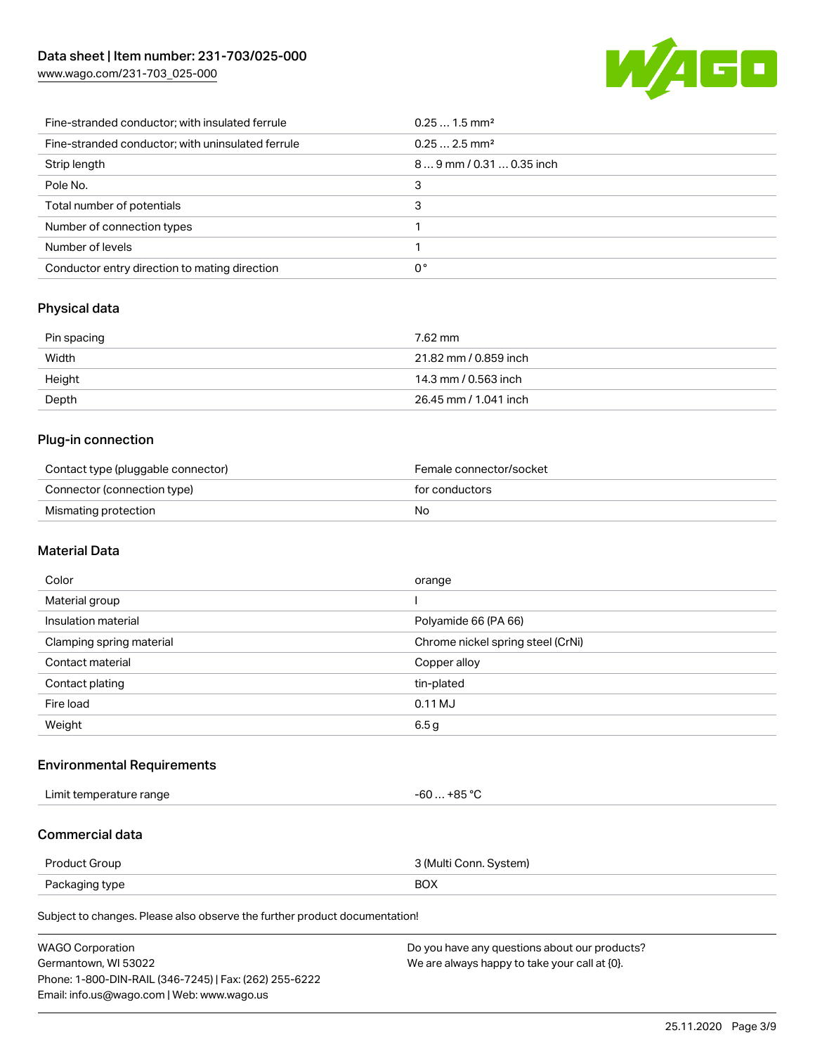| | |
|---|---|
| Fine-stranded conductor; with insulated ferrule | 0.25 … 1.5 mm² |
| Fine-stranded conductor; with uninsulated ferrule | 0.25 … 2.5 mm² |
| Strip length | 8 … 9 mm / 0.31 … 0.35 inch |
| Pole No. | 3 |
| Total number of potentials | 3 |
| Number of connection types | 1 |
| Number of levels | 1 |
| Conductor entry direction to mating direction | 0 ° |

## Physical data

| | |
|---|---|
| Pin spacing | 7.62 mm |
| Width | 21.82 mm / 0.859 inch |
| Height | 14.3 mm / 0.563 inch |
| Depth | 26.45 mm / 1.041 inch |

## Plug-in connection

| | |
|---|---|
| Contact type (pluggable connector) | Female connector/socket |
| Connector (connection type) | for conductors |
| Mismating protection | No |

## Material Data

| | |
|---|---|
| Color | orange |
| Material group | I |
| Insulation material | Polyamide 66 (PA 66) |
| Clamping spring material | Chrome nickel spring steel (CrNi) |
| Contact material | Copper alloy |
| Contact plating | tin-plated |
| Fire load | 0.11 MJ |
| Weight | 6.5 g |

## Environmental Requirements

| | |
|---|---|
| Limit temperature range | -60 … +85 °C |

## Commercial data

| | |
|---|---|
| Product Group | 3 (Multi Conn. System) |
| Packaging type | BOX |

Subject to changes. Please also observe the further product documentation!

WAGO Corporation
Germantown, WI 53022
Phone: 1-800-DIN-RAIL (346-7245) | Fax: (262) 255-6222
Email: info.us@wago.com | Web: www.wago.us

Do you have any questions about our products?
We are always happy to take your call at {0}.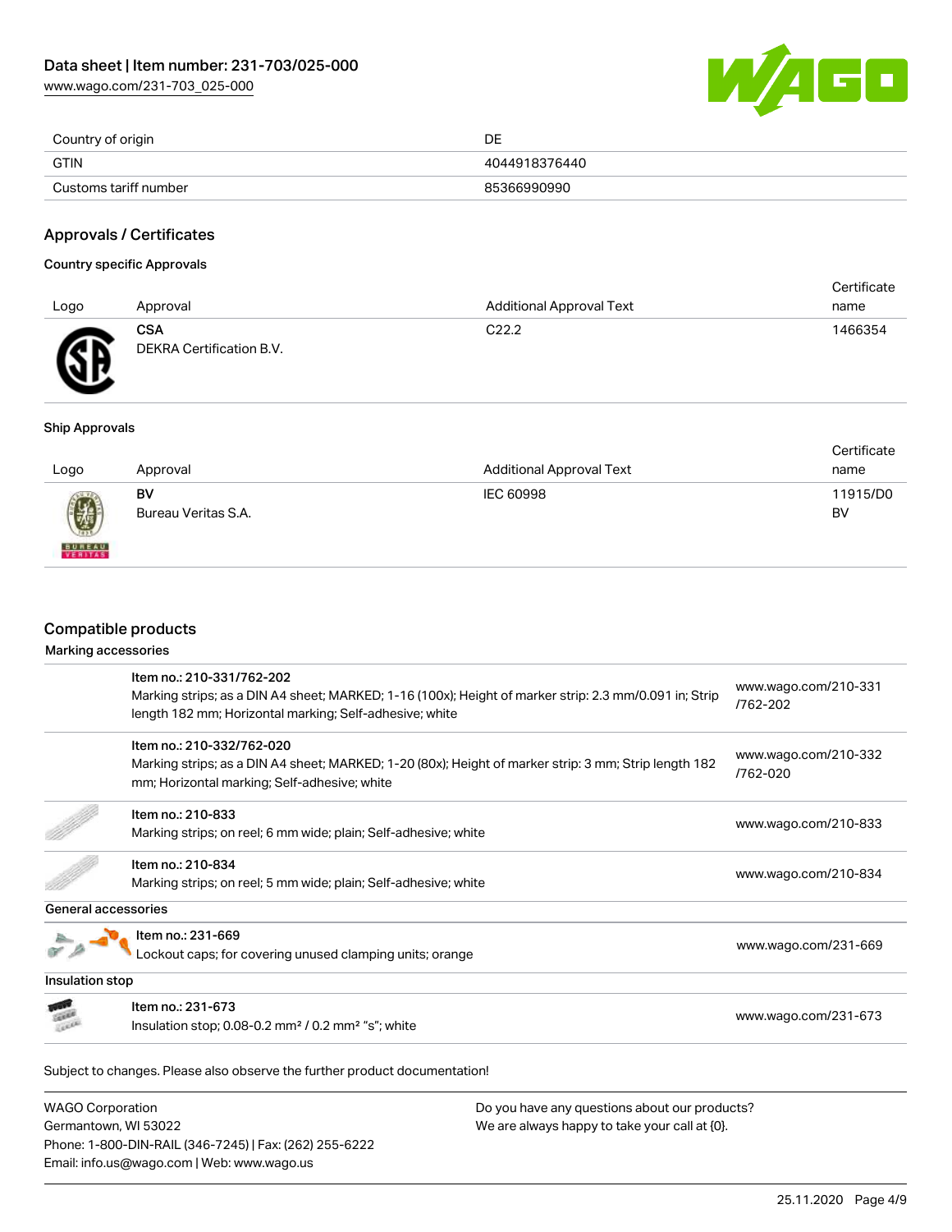| | |
|---|---|
| Country of origin | DE |
| GTIN | 4044918376440 |
| Customs tariff number | 85366990990 |

## Approvals / Certificates

### Country specific Approvals

| Logo | Approval | Additional Approval Text | Certificate name |
|---|---|---|---|
| | **CSA** DEKRA Certification B.V. | C22.2 | 1466354 |

### Ship Approvals

| Logo | Approval | Additional Approval Text | Certificate name |
|---|---|---|---|
| | **BV** Bureau Veritas S.A. | IEC 60998 | 11915/D0 BV |

## Compatible products

### Marking accessories

| | | |
|---|---|---|
| | Item no.: 210-331/762-202<br>Marking strips; as a DIN A4 sheet; MARKED; 1-16 (100x); Height of marker strip: 2.3 mm/0.091 in; Strip length 182 mm; Horizontal marking; Self-adhesive; white | www.wago.com/210-331/762-202 |
| | Item no.: 210-332/762-020<br>Marking strips; as a DIN A4 sheet; MARKED; 1-20 (80x); Height of marker strip: 3 mm; Strip length 182 mm; Horizontal marking; Self-adhesive; white | www.wago.com/210-332/762-020 |
| | Item no.: 210-833<br>Marking strips; on reel; 6 mm wide; plain; Self-adhesive; white | www.wago.com/210-833 |
| | Item no.: 210-834<br>Marking strips; on reel; 5 mm wide; plain; Self-adhesive; white | www.wago.com/210-834 |

### General accessories

| | | |
|---|---|---|
| | Item no.: 231-669<br>Lockout caps; for covering unused clamping units; orange | www.wago.com/231-669 |

### Insulation stop

| | | |
|---|---|---|
| | Item no.: 231-673<br>Insulation stop; 0.08-0.2 mm² / 0.2 mm² "s"; white | www.wago.com/231-673 |

Subject to changes. Please also observe the further product documentation!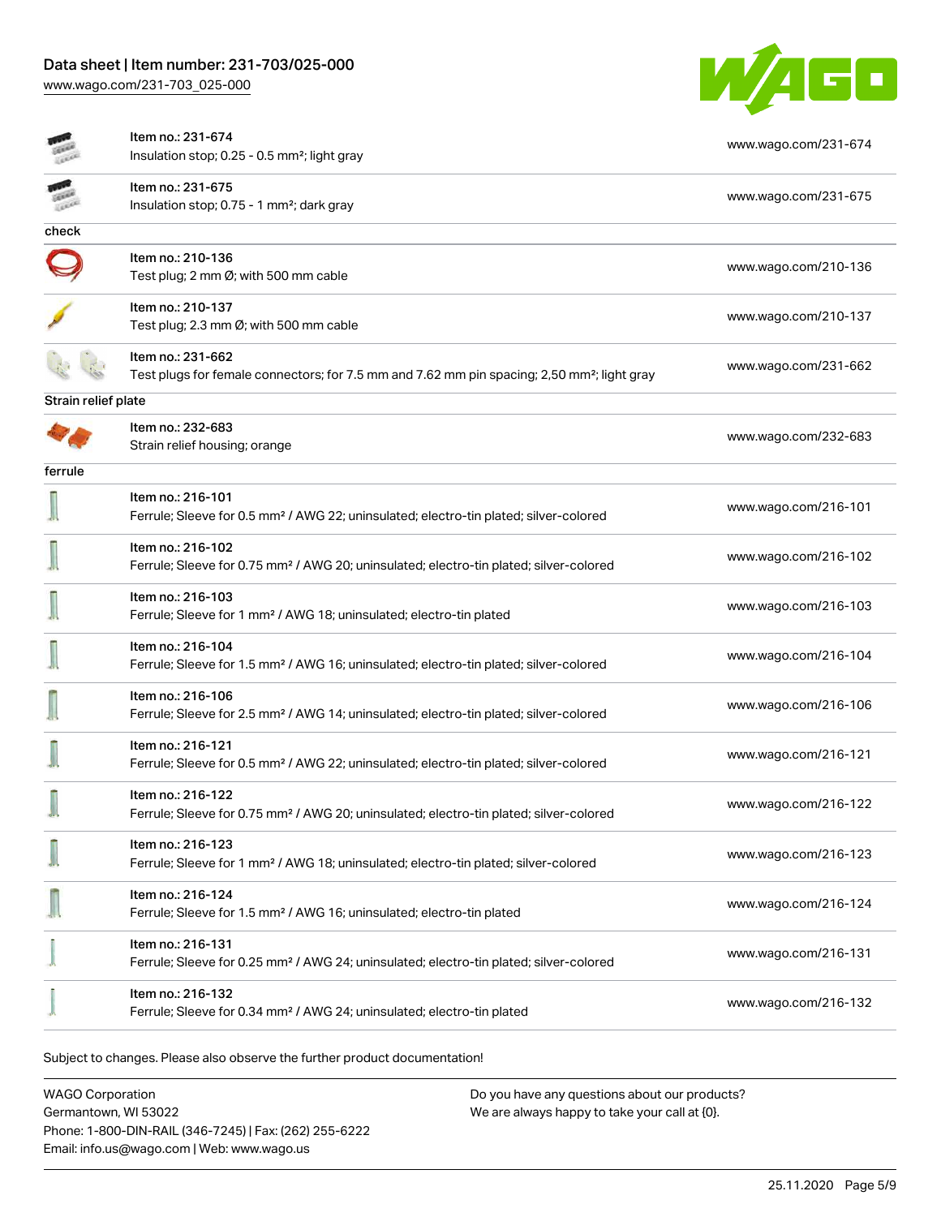| | | |
|---|---|---|
| | Item no.: 231-674<br>Insulation stop; 0.25 - 0.5 mm²; light gray | www.wago.com/231-674 |
| | Item no.: 231-675<br>Insulation stop; 0.75 - 1 mm²; dark gray | www.wago.com/231-675 |
| **check** | | |
| | Item no.: 210-136<br>Test plug; 2 mm Ø; with 500 mm cable | www.wago.com/210-136 |
| | Item no.: 210-137<br>Test plug; 2.3 mm Ø; with 500 mm cable | www.wago.com/210-137 |
| | Item no.: 231-662<br>Test plugs for female connectors; for 7.5 mm and 7.62 mm pin spacing; 2,50 mm²; light gray | www.wago.com/231-662 |
| **Strain relief plate** | | |
| | Item no.: 232-683<br>Strain relief housing; orange | www.wago.com/232-683 |
| **ferrule** | | |
| | Item no.: 216-101<br>Ferrule; Sleeve for 0.5 mm² / AWG 22; uninsulated; electro-tin plated; silver-colored | www.wago.com/216-101 |
| | Item no.: 216-102<br>Ferrule; Sleeve for 0.75 mm² / AWG 20; uninsulated; electro-tin plated; silver-colored | www.wago.com/216-102 |
| | Item no.: 216-103<br>Ferrule; Sleeve for 1 mm² / AWG 18; uninsulated; electro-tin plated | www.wago.com/216-103 |
| | Item no.: 216-104<br>Ferrule; Sleeve for 1.5 mm² / AWG 16; uninsulated; electro-tin plated; silver-colored | www.wago.com/216-104 |
| | Item no.: 216-106<br>Ferrule; Sleeve for 2.5 mm² / AWG 14; uninsulated; electro-tin plated; silver-colored | www.wago.com/216-106 |
| | Item no.: 216-121<br>Ferrule; Sleeve for 0.5 mm² / AWG 22; uninsulated; electro-tin plated; silver-colored | www.wago.com/216-121 |
| | Item no.: 216-122<br>Ferrule; Sleeve for 0.75 mm² / AWG 20; uninsulated; electro-tin plated; silver-colored | www.wago.com/216-122 |
| | Item no.: 216-123<br>Ferrule; Sleeve for 1 mm² / AWG 18; uninsulated; electro-tin plated; silver-colored | www.wago.com/216-123 |
| | Item no.: 216-124<br>Ferrule; Sleeve for 1.5 mm² / AWG 16; uninsulated; electro-tin plated | www.wago.com/216-124 |
| | Item no.: 216-131<br>Ferrule; Sleeve for 0.25 mm² / AWG 24; uninsulated; electro-tin plated; silver-colored | www.wago.com/216-131 |
| | Item no.: 216-132<br>Ferrule; Sleeve for 0.34 mm² / AWG 24; uninsulated; electro-tin plated | www.wago.com/216-132 |

Subject to changes. Please also observe the further product documentation!

WAGO Corporation
Germantown, WI 53022
Phone: 1-800-DIN-RAIL (346-7245) | Fax: (262) 255-6222
Email: info.us@wago.com | Web: www.wago.us

Do you have any questions about our products?
We are always happy to take your call at {0}.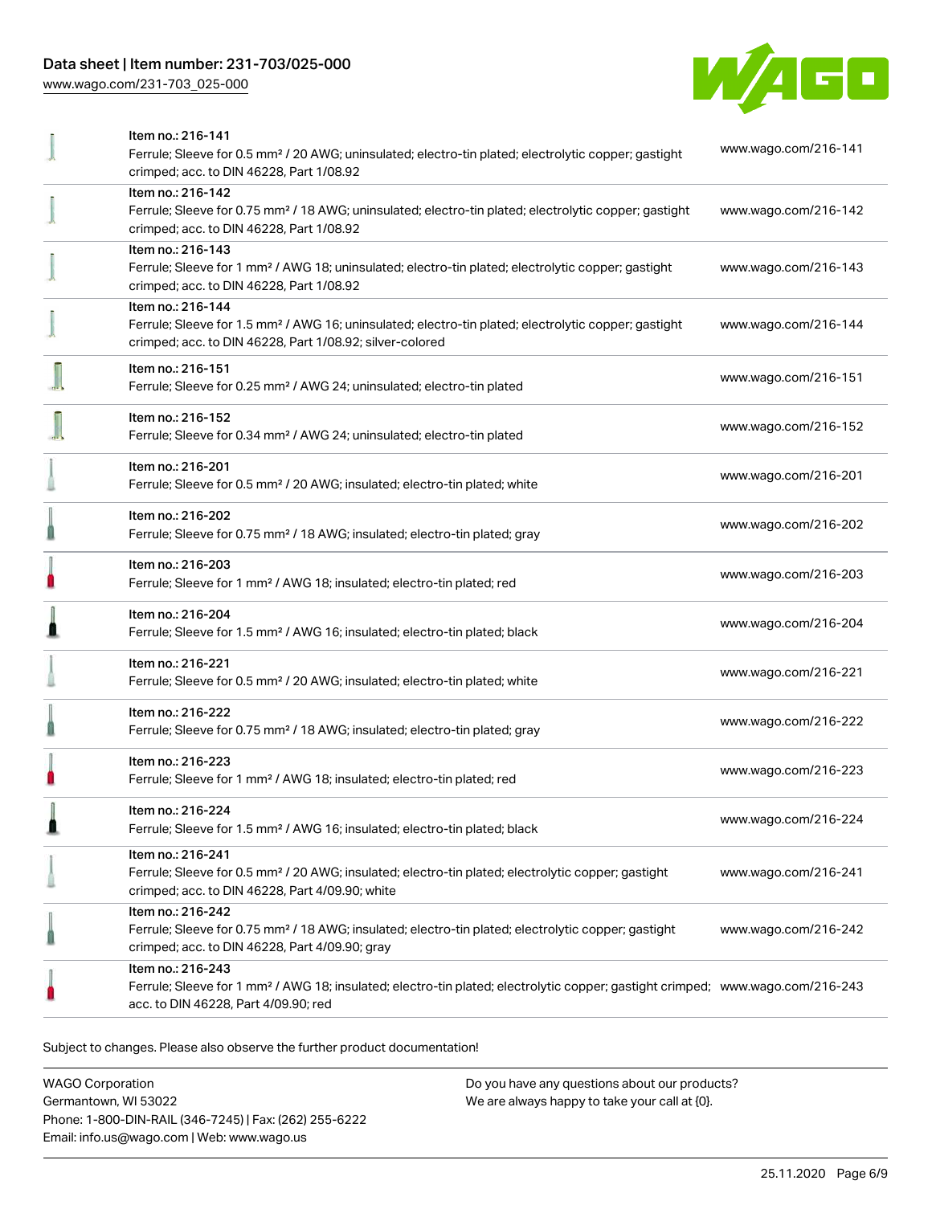| Item | URL |
|---|---|
| Item no.: 216-141<br>Ferrule; Sleeve for 0.5 mm² / 20 AWG; uninsulated; electro-tin plated; electrolytic copper; gastight crimped; acc. to DIN 46228, Part 1/08.92 | www.wago.com/216-141 |
| Item no.: 216-142<br>Ferrule; Sleeve for 0.75 mm² / 18 AWG; uninsulated; electro-tin plated; electrolytic copper; gastight crimped; acc. to DIN 46228, Part 1/08.92 | www.wago.com/216-142 |
| Item no.: 216-143<br>Ferrule; Sleeve for 1 mm² / AWG 18; uninsulated; electro-tin plated; electrolytic copper; gastight crimped; acc. to DIN 46228, Part 1/08.92 | www.wago.com/216-143 |
| Item no.: 216-144<br>Ferrule; Sleeve for 1.5 mm² / AWG 16; uninsulated; electro-tin plated; electrolytic copper; gastight crimped; acc. to DIN 46228, Part 1/08.92; silver-colored | www.wago.com/216-144 |
| Item no.: 216-151<br>Ferrule; Sleeve for 0.25 mm² / AWG 24; uninsulated; electro-tin plated | www.wago.com/216-151 |
| Item no.: 216-152<br>Ferrule; Sleeve for 0.34 mm² / AWG 24; uninsulated; electro-tin plated | www.wago.com/216-152 |
| Item no.: 216-201<br>Ferrule; Sleeve for 0.5 mm² / 20 AWG; insulated; electro-tin plated; white | www.wago.com/216-201 |
| Item no.: 216-202<br>Ferrule; Sleeve for 0.75 mm² / 18 AWG; insulated; electro-tin plated; gray | www.wago.com/216-202 |
| Item no.: 216-203<br>Ferrule; Sleeve for 1 mm² / AWG 18; insulated; electro-tin plated; red | www.wago.com/216-203 |
| Item no.: 216-204<br>Ferrule; Sleeve for 1.5 mm² / AWG 16; insulated; electro-tin plated; black | www.wago.com/216-204 |
| Item no.: 216-221<br>Ferrule; Sleeve for 0.5 mm² / 20 AWG; insulated; electro-tin plated; white | www.wago.com/216-221 |
| Item no.: 216-222<br>Ferrule; Sleeve for 0.75 mm² / 18 AWG; insulated; electro-tin plated; gray | www.wago.com/216-222 |
| Item no.: 216-223<br>Ferrule; Sleeve for 1 mm² / AWG 18; insulated; electro-tin plated; red | www.wago.com/216-223 |
| Item no.: 216-224<br>Ferrule; Sleeve for 1.5 mm² / AWG 16; insulated; electro-tin plated; black | www.wago.com/216-224 |
| Item no.: 216-241<br>Ferrule; Sleeve for 0.5 mm² / 20 AWG; insulated; electro-tin plated; electrolytic copper; gastight crimped; acc. to DIN 46228, Part 4/09.90; white | www.wago.com/216-241 |
| Item no.: 216-242<br>Ferrule; Sleeve for 0.75 mm² / 18 AWG; insulated; electro-tin plated; electrolytic copper; gastight crimped; acc. to DIN 46228, Part 4/09.90; gray | www.wago.com/216-242 |
| Item no.: 216-243<br>Ferrule; Sleeve for 1 mm² / AWG 18; insulated; electro-tin plated; electrolytic copper; gastight crimped; acc. to DIN 46228, Part 4/09.90; red | www.wago.com/216-243 |

Subject to changes. Please also observe the further product documentation!

WAGO Corporation
Germantown, WI 53022
Phone: 1-800-DIN-RAIL (346-7245) | Fax: (262) 255-6222
Email: info.us@wago.com | Web: www.wago.us

Do you have any questions about our products?
We are always happy to take your call at {0}.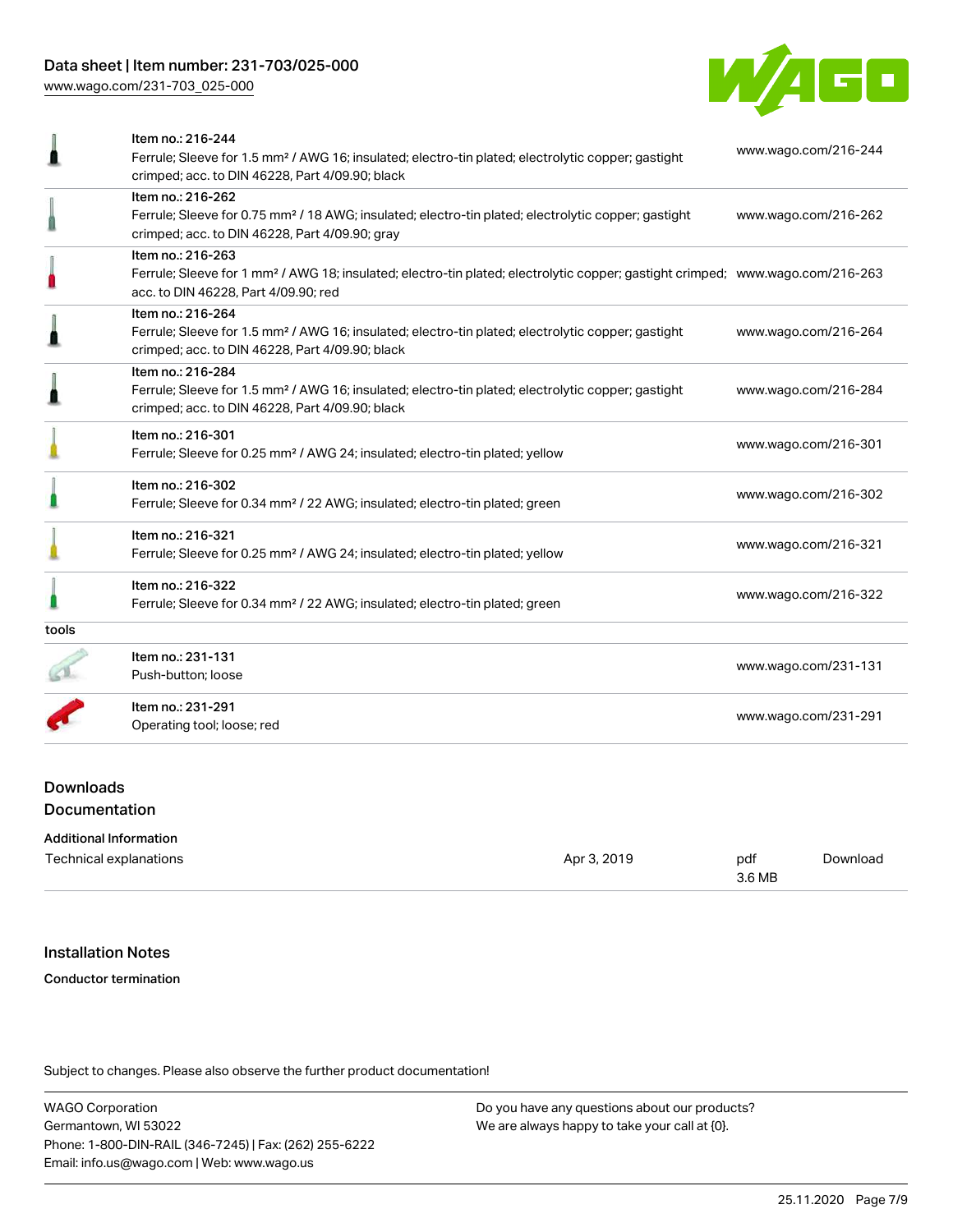| Item | Link |
|---|---|
| Item no.: 216-244<br>Ferrule; Sleeve for 1.5 mm² / AWG 16; insulated; electro-tin plated; electrolytic copper; gastight crimped; acc. to DIN 46228, Part 4/09.90; black | www.wago.com/216-244 |
| Item no.: 216-262<br>Ferrule; Sleeve for 0.75 mm² / 18 AWG; insulated; electro-tin plated; electrolytic copper; gastight crimped; acc. to DIN 46228, Part 4/09.90; gray | www.wago.com/216-262 |
| Item no.: 216-263<br>Ferrule; Sleeve for 1 mm² / AWG 18; insulated; electro-tin plated; electrolytic copper; gastight crimped; acc. to DIN 46228, Part 4/09.90; red | www.wago.com/216-263 |
| Item no.: 216-264<br>Ferrule; Sleeve for 1.5 mm² / AWG 16; insulated; electro-tin plated; electrolytic copper; gastight crimped; acc. to DIN 46228, Part 4/09.90; black | www.wago.com/216-264 |
| Item no.: 216-284<br>Ferrule; Sleeve for 1.5 mm² / AWG 16; insulated; electro-tin plated; electrolytic copper; gastight crimped; acc. to DIN 46228, Part 4/09.90; black | www.wago.com/216-284 |
| Item no.: 216-301<br>Ferrule; Sleeve for 0.25 mm² / AWG 24; insulated; electro-tin plated; yellow | www.wago.com/216-301 |
| Item no.: 216-302<br>Ferrule; Sleeve for 0.34 mm² / 22 AWG; insulated; electro-tin plated; green | www.wago.com/216-302 |
| Item no.: 216-321<br>Ferrule; Sleeve for 0.25 mm² / AWG 24; insulated; electro-tin plated; yellow | www.wago.com/216-321 |
| Item no.: 216-322<br>Ferrule; Sleeve for 0.34 mm² / 22 AWG; insulated; electro-tin plated; green | www.wago.com/216-322 |

tools

| Item | Link |
|---|---|
| Item no.: 231-131<br>Push-button; loose | www.wago.com/231-131 |
| Item no.: 231-291<br>Operating tool; loose; red | www.wago.com/231-291 |

## Downloads

### Documentation

**Additional Information**

| Document | Date | Format | |
|---|---|---|---|
| Technical explanations | Apr 3, 2019 | pdf<br>3.6 MB | Download |

## Installation Notes

**Conductor termination**

Subject to changes. Please also observe the further product documentation!

WAGO Corporation
Germantown, WI 53022
Phone: 1-800-DIN-RAIL (346-7245) | Fax: (262) 255-6222
Email: info.us@wago.com | Web: www.wago.us

Do you have any questions about our products?
We are always happy to take your call at {0}.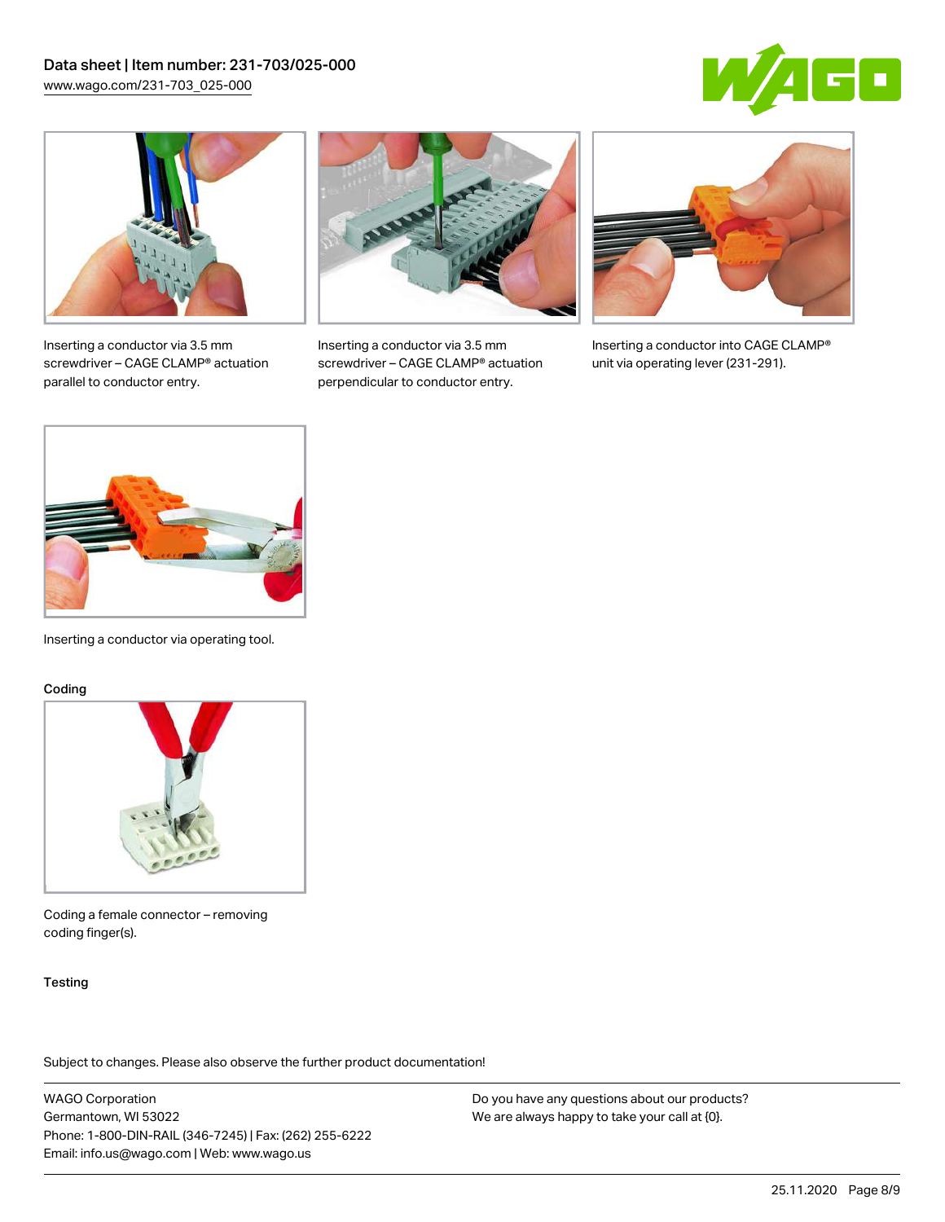Inserting a conductor via 3.5 mm screwdriver – CAGE CLAMP® actuation parallel to conductor entry.

Inserting a conductor via 3.5 mm screwdriver – CAGE CLAMP® actuation perpendicular to conductor entry.

Inserting a conductor into CAGE CLAMP® unit via operating lever (231-291).

Inserting a conductor via operating tool.

## Coding

Coding a female connector – removing coding finger(s).

## Testing

Subject to changes. Please also observe the further product documentation!

WAGO Corporation
Germantown, WI 53022
Phone: 1-800-DIN-RAIL (346-7245) | Fax: (262) 255-6222
Email: info.us@wago.com | Web: www.wago.us

Do you have any questions about our products?
We are always happy to take your call at {0}.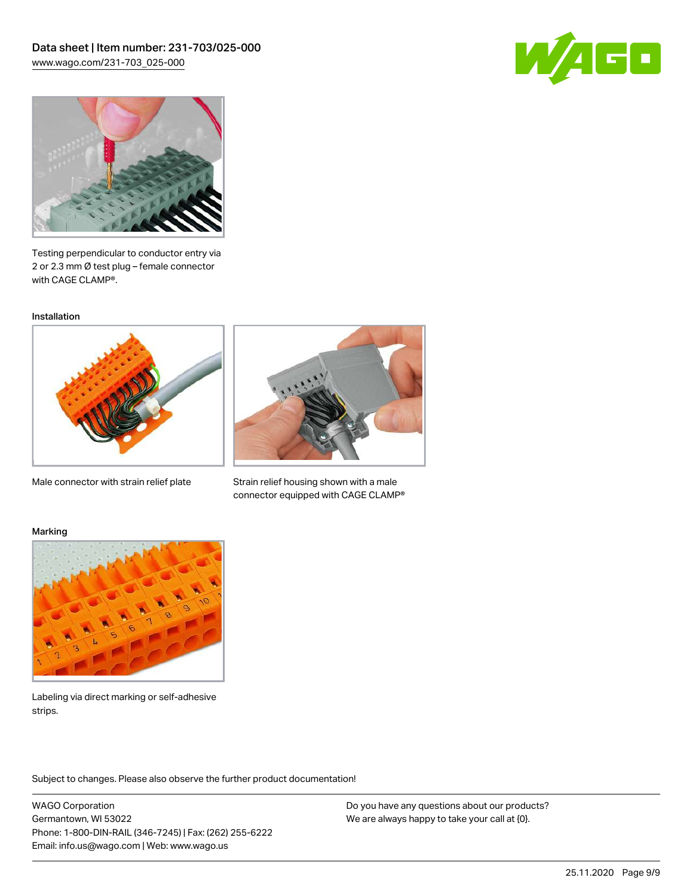Testing perpendicular to conductor entry via 2 or 2.3 mm Ø test plug – female connector with CAGE CLAMP®.

## Installation

Male connector with strain relief plate

Strain relief housing shown with a male connector equipped with CAGE CLAMP®

## Marking

Labeling via direct marking or self-adhesive strips.

Subject to changes. Please also observe the further product documentation!

WAGO Corporation
Germantown, WI 53022
Phone: 1-800-DIN-RAIL (346-7245) | Fax: (262) 255-6222
Email: info.us@wago.com | Web: www.wago.us

Do you have any questions about our products?
We are always happy to take your call at {0}.